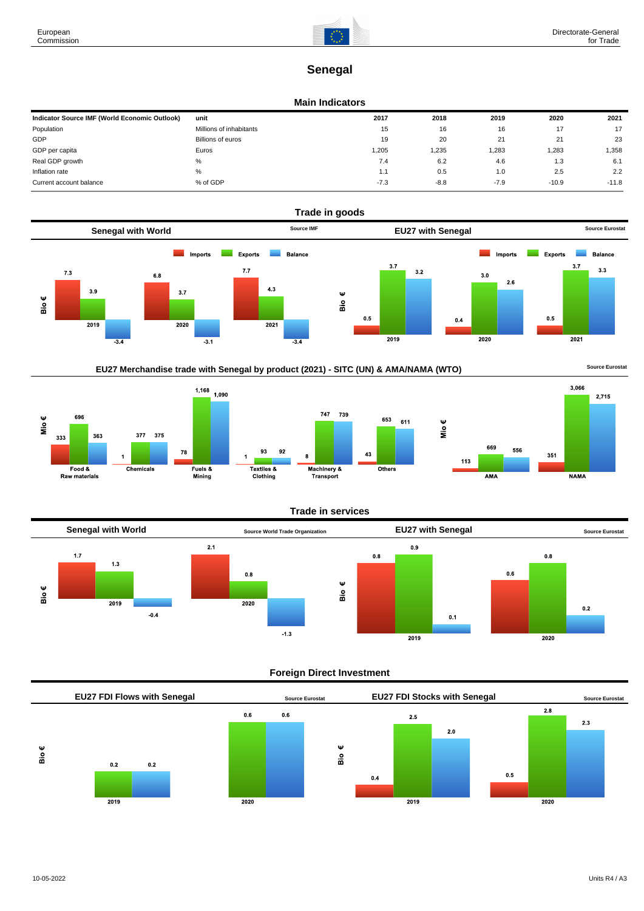European Commission

Directorate-General for Trade

# Senegal

## Main Indicators

| Indicator Source IMF (World Economic Outlook) | unit | 2017 | 2018 | 2019 | 2020 | 2021 |
|---|---|---|---|---|---|---|
| Population | Millions of inhabitants | 15 | 16 | 16 | 17 | 17 |
| GDP | Billions of euros | 19 | 20 | 21 | 21 | 23 |
| GDP per capita | Euros | 1,205 | 1,235 | 1,283 | 1,283 | 1,358 |
| Real GDP growth | % | 7.4 | 6.2 | 4.6 | 1.3 | 6.1 |
| Inflation rate | % | 1.1 | 0.5 | 1.0 | 2.5 | 2.2 |
| Current account balance | % of GDP | -7.3 | -8.8 | -7.9 | -10.9 | -11.8 |

## Trade in goods

### Senegal with World

Source IMF

Bio €

| | Imports | Exports | Balance |
|---|---|---|---|
| 2019 | 7.3 | 3.9 | -3.4 |
| 2020 | 6.8 | 3.7 | -3.1 |
| 2021 | 7.7 | 4.3 | -3.4 |

### EU27 with Senegal

Source Eurostat

Bio €

| | Imports | Exports | Balance |
|---|---|---|---|
| 2019 | 0.5 | 3.7 | 3.2 |
| 2020 | 0.4 | 3.0 | 2.6 |
| 2021 | 0.5 | 3.7 | 3.3 |

### EU27 Merchandise trade with Senegal by product (2021) - SITC (UN) & AMA/NAMA (WTO)

Source Eurostat

Mio €

| | Imports | Exports | Balance |
|---|---|---|---|
| Food & Raw materials | 333 | 696 | 363 |
| Chemicals | 1 | 377 | 375 |
| Fuels & Mining | 78 | 1,168 | 1,090 |
| Textiles & Clothing | 1 | 93 | 92 |
| Machinery & Transport | 8 | 747 | 739 |
| Others | 43 | 653 | 611 |
| AMA | 113 | 669 | 556 |
| NAMA | 351 | 3,066 | 2,715 |

## Trade in services

### Senegal with World

Source World Trade Organization

Bio €

| | Imports | Exports | Balance |
|---|---|---|---|
| 2019 | 1.7 | 1.3 | -0.4 |
| 2020 | 2.1 | 0.8 | -1.3 |

### EU27 with Senegal

Source Eurostat

Bio €

| | Imports | Exports | Balance |
|---|---|---|---|
| 2019 | 0.8 | 0.9 | 0.1 |
| 2020 | 0.6 | 0.8 | 0.2 |

## Foreign Direct Investment

### EU27 FDI Flows with Senegal

Source Eurostat

Bio €

| | Inward | Outward | Balance |
|---|---|---|---|
| 2019 | | 0.2 | 0.2 |
| 2020 | | 0.6 | 0.6 |

### EU27 FDI Stocks with Senegal

Source Eurostat

Bio €

| | Inward | Outward | Balance |
|---|---|---|---|
| 2019 | 0.4 | 2.5 | 2.0 |
| 2020 | 0.5 | 2.8 | 2.3 |

10-05-2022

Units R4 / A3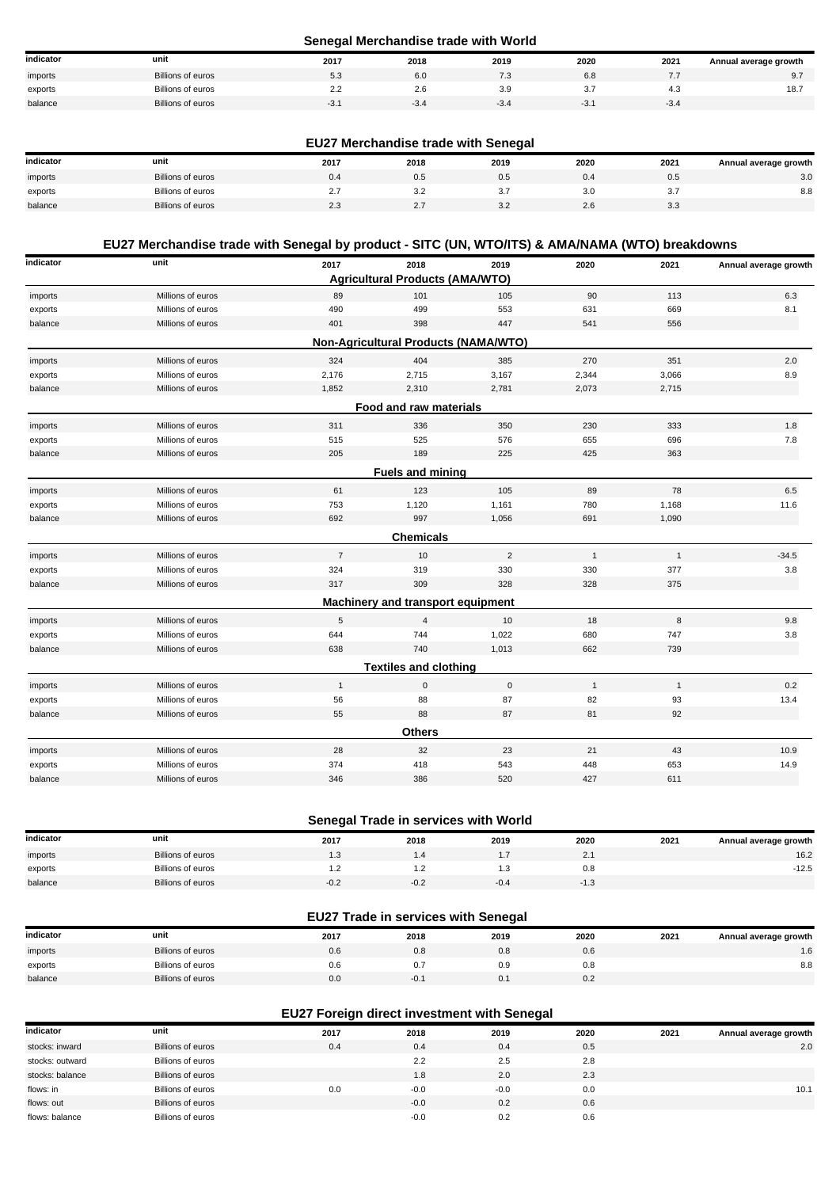## Senegal Merchandise trade with World

| indicator | unit | 2017 | 2018 | 2019 | 2020 | 2021 | Annual average growth |
|---|---|---|---|---|---|---|---|
| imports | Billions of euros | 5.3 | 6.0 | 7.3 | 6.8 | 7.7 | 9.7 |
| exports | Billions of euros | 2.2 | 2.6 | 3.9 | 3.7 | 4.3 | 18.7 |
| balance | Billions of euros | -3.1 | -3.4 | -3.4 | -3.1 | -3.4 | |

## EU27 Merchandise trade with Senegal

| indicator | unit | 2017 | 2018 | 2019 | 2020 | 2021 | Annual average growth |
|---|---|---|---|---|---|---|---|
| imports | Billions of euros | 0.4 | 0.5 | 0.5 | 0.4 | 0.5 | 3.0 |
| exports | Billions of euros | 2.7 | 3.2 | 3.7 | 3.0 | 3.7 | 8.8 |
| balance | Billions of euros | 2.3 | 2.7 | 3.2 | 2.6 | 3.3 | |

## EU27 Merchandise trade with Senegal by product - SITC (UN, WTO/ITS) & AMA/NAMA (WTO) breakdowns

| indicator | unit | 2017 | 2018 | 2019 | 2020 | 2021 | Annual average growth |
|---|---|---|---|---|---|---|---|
| **Agricultural Products (AMA/WTO)** | | | | | | | |
| imports | Millions of euros | 89 | 101 | 105 | 90 | 113 | 6.3 |
| exports | Millions of euros | 490 | 499 | 553 | 631 | 669 | 8.1 |
| balance | Millions of euros | 401 | 398 | 447 | 541 | 556 | |
| **Non-Agricultural Products (NAMA/WTO)** | | | | | | | |
| imports | Millions of euros | 324 | 404 | 385 | 270 | 351 | 2.0 |
| exports | Millions of euros | 2,176 | 2,715 | 3,167 | 2,344 | 3,066 | 8.9 |
| balance | Millions of euros | 1,852 | 2,310 | 2,781 | 2,073 | 2,715 | |
| **Food and raw materials** | | | | | | | |
| imports | Millions of euros | 311 | 336 | 350 | 230 | 333 | 1.8 |
| exports | Millions of euros | 515 | 525 | 576 | 655 | 696 | 7.8 |
| balance | Millions of euros | 205 | 189 | 225 | 425 | 363 | |
| **Fuels and mining** | | | | | | | |
| imports | Millions of euros | 61 | 123 | 105 | 89 | 78 | 6.5 |
| exports | Millions of euros | 753 | 1,120 | 1,161 | 780 | 1,168 | 11.6 |
| balance | Millions of euros | 692 | 997 | 1,056 | 691 | 1,090 | |
| **Chemicals** | | | | | | | |
| imports | Millions of euros | 7 | 10 | 2 | 1 | 1 | -34.5 |
| exports | Millions of euros | 324 | 319 | 330 | 330 | 377 | 3.8 |
| balance | Millions of euros | 317 | 309 | 328 | 328 | 375 | |
| **Machinery and transport equipment** | | | | | | | |
| imports | Millions of euros | 5 | 4 | 10 | 18 | 8 | 9.8 |
| exports | Millions of euros | 644 | 744 | 1,022 | 680 | 747 | 3.8 |
| balance | Millions of euros | 638 | 740 | 1,013 | 662 | 739 | |
| **Textiles and clothing** | | | | | | | |
| imports | Millions of euros | 1 | 0 | 0 | 1 | 1 | 0.2 |
| exports | Millions of euros | 56 | 88 | 87 | 82 | 93 | 13.4 |
| balance | Millions of euros | 55 | 88 | 87 | 81 | 92 | |
| **Others** | | | | | | | |
| imports | Millions of euros | 28 | 32 | 23 | 21 | 43 | 10.9 |
| exports | Millions of euros | 374 | 418 | 543 | 448 | 653 | 14.9 |
| balance | Millions of euros | 346 | 386 | 520 | 427 | 611 | |

## Senegal Trade in services with World

| indicator | unit | 2017 | 2018 | 2019 | 2020 | 2021 | Annual average growth |
|---|---|---|---|---|---|---|---|
| imports | Billions of euros | 1.3 | 1.4 | 1.7 | 2.1 | | 16.2 |
| exports | Billions of euros | 1.2 | 1.2 | 1.3 | 0.8 | | -12.5 |
| balance | Billions of euros | -0.2 | -0.2 | -0.4 | -1.3 | | |

## EU27 Trade in services with Senegal

| indicator | unit | 2017 | 2018 | 2019 | 2020 | 2021 | Annual average growth |
|---|---|---|---|---|---|---|---|
| imports | Billions of euros | 0.6 | 0.8 | 0.8 | 0.6 | | 1.6 |
| exports | Billions of euros | 0.6 | 0.7 | 0.9 | 0.8 | | 8.8 |
| balance | Billions of euros | 0.0 | -0.1 | 0.1 | 0.2 | | |

## EU27 Foreign direct investment with Senegal

| indicator | unit | 2017 | 2018 | 2019 | 2020 | 2021 | Annual average growth |
|---|---|---|---|---|---|---|---|
| stocks: inward | Billions of euros | 0.4 | 0.4 | 0.4 | 0.5 | | 2.0 |
| stocks: outward | Billions of euros | | 2.2 | 2.5 | 2.8 | | |
| stocks: balance | Billions of euros | | 1.8 | 2.0 | 2.3 | | |
| flows: in | Billions of euros | 0.0 | -0.0 | -0.0 | 0.0 | | 10.1 |
| flows: out | Billions of euros | | -0.0 | 0.2 | 0.6 | | |
| flows: balance | Billions of euros | | -0.0 | 0.2 | 0.6 | | |